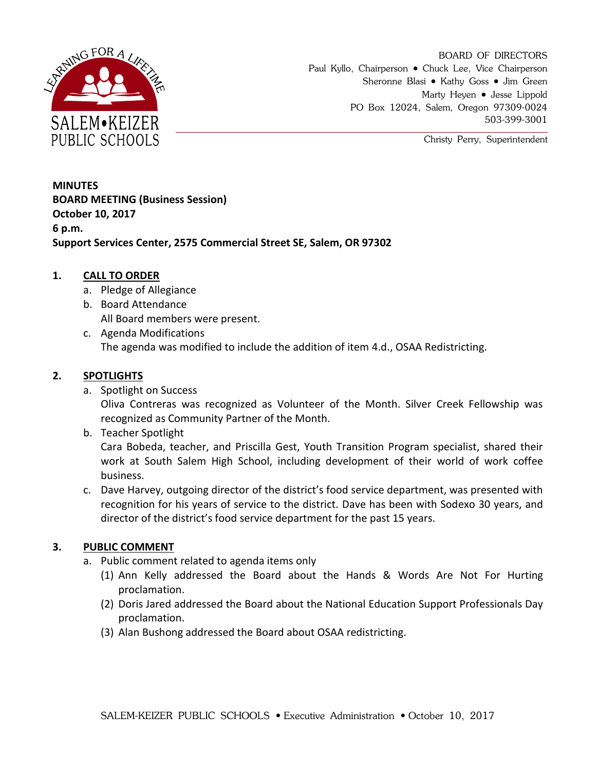SALEM•KEIZER PUBLIC SCHOOLS

LEARNING FOR A LIFETIME

BOARD OF DIRECTORS
Paul Kyllo, Chairperson • Chuck Lee, Vice Chairperson
Sheronne Blasi • Kathy Goss • Jim Green
Marty Heyen • Jesse Lippold
PO Box 12024, Salem, Oregon 97309-0024
503-399-3001

Christy Perry, Superintendent

**MINUTES**
**BOARD MEETING (Business Session)**
**October 10, 2017**
**6 p.m.**
**Support Services Center, 2575 Commercial Street SE, Salem, OR 97302**

**1. CALL TO ORDER**

a. Pledge of Allegiance
b. Board Attendance
   All Board members were present.
c. Agenda Modifications
   The agenda was modified to include the addition of item 4.d., OSAA Redistricting.

**2. SPOTLIGHTS**

a. Spotlight on Success
   Oliva Contreras was recognized as Volunteer of the Month. Silver Creek Fellowship was recognized as Community Partner of the Month.
b. Teacher Spotlight
   Cara Bobeda, teacher, and Priscilla Gest, Youth Transition Program specialist, shared their work at South Salem High School, including development of their world of work coffee business.
c. Dave Harvey, outgoing director of the district's food service department, was presented with recognition for his years of service to the district. Dave has been with Sodexo 30 years, and director of the district's food service department for the past 15 years.

**3. PUBLIC COMMENT**

a. Public comment related to agenda items only
   (1) Ann Kelly addressed the Board about the Hands & Words Are Not For Hurting proclamation.
   (2) Doris Jared addressed the Board about the National Education Support Professionals Day proclamation.
   (3) Alan Bushong addressed the Board about OSAA redistricting.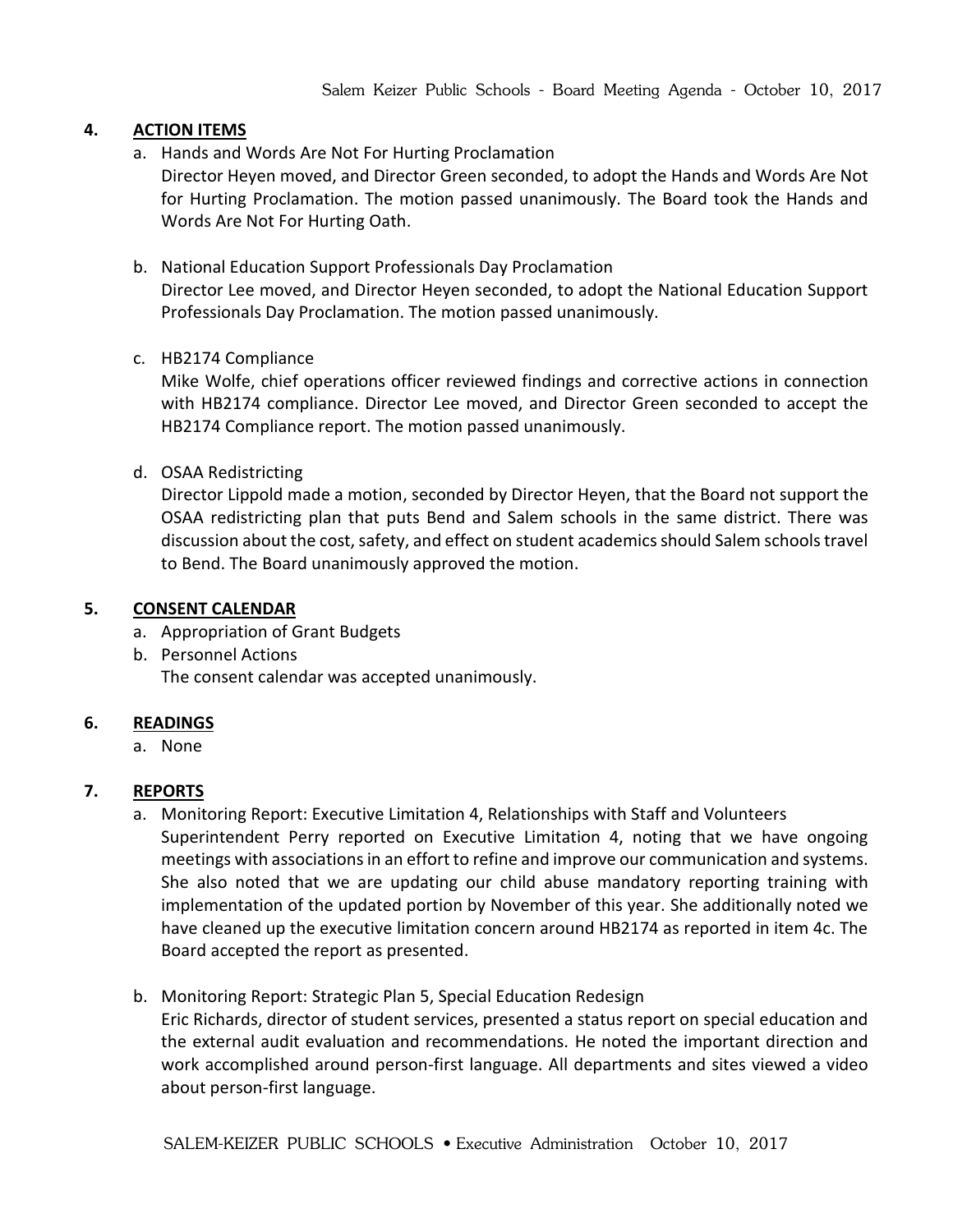## 4. ACTION ITEMS

a. Hands and Words Are Not For Hurting Proclamation

   Director Heyen moved, and Director Green seconded, to adopt the Hands and Words Are Not for Hurting Proclamation. The motion passed unanimously. The Board took the Hands and Words Are Not For Hurting Oath.

b. National Education Support Professionals Day Proclamation

   Director Lee moved, and Director Heyen seconded, to adopt the National Education Support Professionals Day Proclamation. The motion passed unanimously.

c. HB2174 Compliance

   Mike Wolfe, chief operations officer reviewed findings and corrective actions in connection with HB2174 compliance. Director Lee moved, and Director Green seconded to accept the HB2174 Compliance report. The motion passed unanimously.

d. OSAA Redistricting

   Director Lippold made a motion, seconded by Director Heyen, that the Board not support the OSAA redistricting plan that puts Bend and Salem schools in the same district. There was discussion about the cost, safety, and effect on student academics should Salem schools travel to Bend. The Board unanimously approved the motion.

## 5. CONSENT CALENDAR

a. Appropriation of Grant Budgets
b. Personnel Actions

   The consent calendar was accepted unanimously.

## 6. READINGS

a. None

## 7. REPORTS

a. Monitoring Report: Executive Limitation 4, Relationships with Staff and Volunteers

   Superintendent Perry reported on Executive Limitation 4, noting that we have ongoing meetings with associations in an effort to refine and improve our communication and systems. She also noted that we are updating our child abuse mandatory reporting training with implementation of the updated portion by November of this year. She additionally noted we have cleaned up the executive limitation concern around HB2174 as reported in item 4c. The Board accepted the report as presented.

b. Monitoring Report: Strategic Plan 5, Special Education Redesign

   Eric Richards, director of student services, presented a status report on special education and the external audit evaluation and recommendations. He noted the important direction and work accomplished around person-first language. All departments and sites viewed a video about person-first language.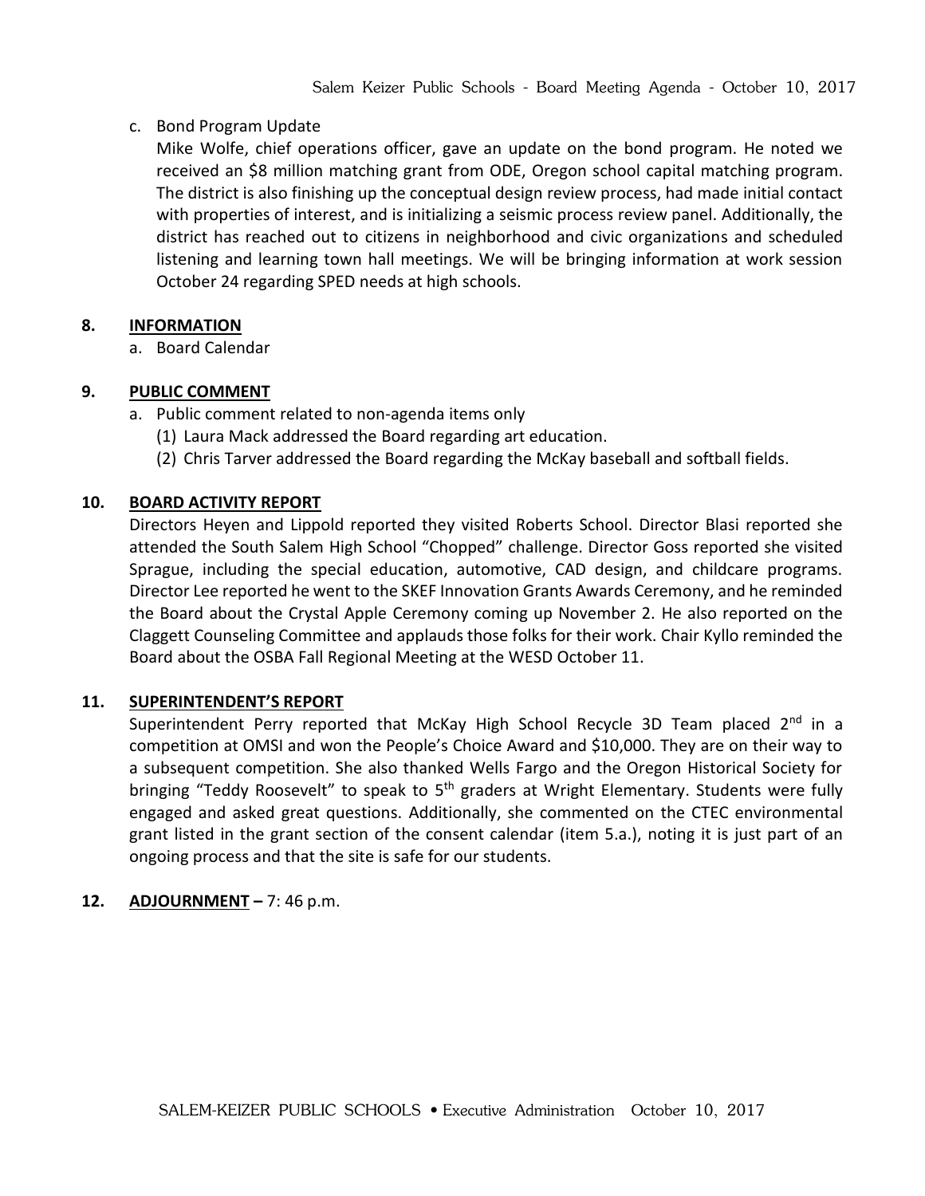c. Bond Program Update

Mike Wolfe, chief operations officer, gave an update on the bond program. He noted we received an $8 million matching grant from ODE, Oregon school capital matching program. The district is also finishing up the conceptual design review process, had made initial contact with properties of interest, and is initializing a seismic process review panel. Additionally, the district has reached out to citizens in neighborhood and civic organizations and scheduled listening and learning town hall meetings. We will be bringing information at work session October 24 regarding SPED needs at high schools.

**8. INFORMATION**

a. Board Calendar

**9. PUBLIC COMMENT**

a. Public comment related to non-agenda items only

(1) Laura Mack addressed the Board regarding art education.

(2) Chris Tarver addressed the Board regarding the McKay baseball and softball fields.

**10. BOARD ACTIVITY REPORT**

Directors Heyen and Lippold reported they visited Roberts School. Director Blasi reported she attended the South Salem High School "Chopped" challenge. Director Goss reported she visited Sprague, including the special education, automotive, CAD design, and childcare programs. Director Lee reported he went to the SKEF Innovation Grants Awards Ceremony, and he reminded the Board about the Crystal Apple Ceremony coming up November 2. He also reported on the Claggett Counseling Committee and applauds those folks for their work. Chair Kyllo reminded the Board about the OSBA Fall Regional Meeting at the WESD October 11.

**11. SUPERINTENDENT'S REPORT**

Superintendent Perry reported that McKay High School Recycle 3D Team placed 2nd in a competition at OMSI and won the People's Choice Award and $10,000. They are on their way to a subsequent competition. She also thanked Wells Fargo and the Oregon Historical Society for bringing "Teddy Roosevelt" to speak to 5th graders at Wright Elementary. Students were fully engaged and asked great questions. Additionally, she commented on the CTEC environmental grant listed in the grant section of the consent calendar (item 5.a.), noting it is just part of an ongoing process and that the site is safe for our students.

**12. ADJOURNMENT –** 7: 46 p.m.